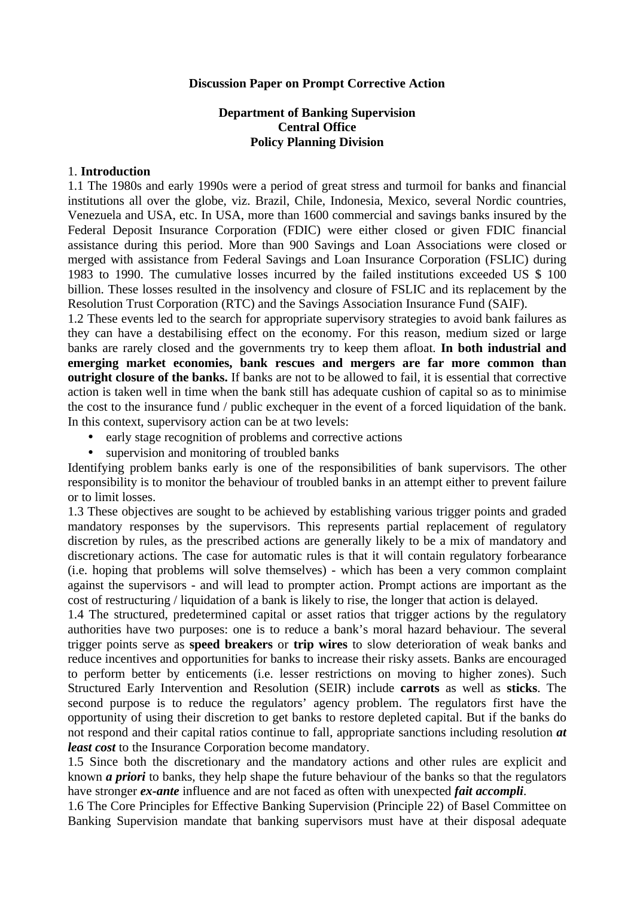**Discussion Paper on Prompt Corrective Action**

**Department of Banking Supervision**
**Central Office**
**Policy Planning Division**

## 1. Introduction

1.1 The 1980s and early 1990s were a period of great stress and turmoil for banks and financial institutions all over the globe, viz. Brazil, Chile, Indonesia, Mexico, several Nordic countries, Venezuela and USA, etc. In USA, more than 1600 commercial and savings banks insured by the Federal Deposit Insurance Corporation (FDIC) were either closed or given FDIC financial assistance during this period. More than 900 Savings and Loan Associations were closed or merged with assistance from Federal Savings and Loan Insurance Corporation (FSLIC) during 1983 to 1990. The cumulative losses incurred by the failed institutions exceeded US $ 100 billion. These losses resulted in the insolvency and closure of FSLIC and its replacement by the Resolution Trust Corporation (RTC) and the Savings Association Insurance Fund (SAIF).

1.2 These events led to the search for appropriate supervisory strategies to avoid bank failures as they can have a destabilising effect on the economy. For this reason, medium sized or large banks are rarely closed and the governments try to keep them afloat. **In both industrial and emerging market economies, bank rescues and mergers are far more common than outright closure of the banks.** If banks are not to be allowed to fail, it is essential that corrective action is taken well in time when the bank still has adequate cushion of capital so as to minimise the cost to the insurance fund / public exchequer in the event of a forced liquidation of the bank. In this context, supervisory action can be at two levels:

- early stage recognition of problems and corrective actions
- supervision and monitoring of troubled banks

Identifying problem banks early is one of the responsibilities of bank supervisors. The other responsibility is to monitor the behaviour of troubled banks in an attempt either to prevent failure or to limit losses.

1.3 These objectives are sought to be achieved by establishing various trigger points and graded mandatory responses by the supervisors. This represents partial replacement of regulatory discretion by rules, as the prescribed actions are generally likely to be a mix of mandatory and discretionary actions. The case for automatic rules is that it will contain regulatory forbearance (i.e. hoping that problems will solve themselves) - which has been a very common complaint against the supervisors - and will lead to prompter action. Prompt actions are important as the cost of restructuring / liquidation of a bank is likely to rise, the longer that action is delayed.

1.4 The structured, predetermined capital or asset ratios that trigger actions by the regulatory authorities have two purposes: one is to reduce a bank's moral hazard behaviour. The several trigger points serve as **speed breakers** or **trip wires** to slow deterioration of weak banks and reduce incentives and opportunities for banks to increase their risky assets. Banks are encouraged to perform better by enticements (i.e. lesser restrictions on moving to higher zones). Such Structured Early Intervention and Resolution (SEIR) include **carrots** as well as **sticks**. The second purpose is to reduce the regulators' agency problem. The regulators first have the opportunity of using their discretion to get banks to restore depleted capital. But if the banks do not respond and their capital ratios continue to fall, appropriate sanctions including resolution ***at least cost*** to the Insurance Corporation become mandatory.

1.5 Since both the discretionary and the mandatory actions and other rules are explicit and known ***a priori*** to banks, they help shape the future behaviour of the banks so that the regulators have stronger ***ex-ante*** influence and are not faced as often with unexpected ***fait accompli***.

1.6 The Core Principles for Effective Banking Supervision (Principle 22) of Basel Committee on Banking Supervision mandate that banking supervisors must have at their disposal adequate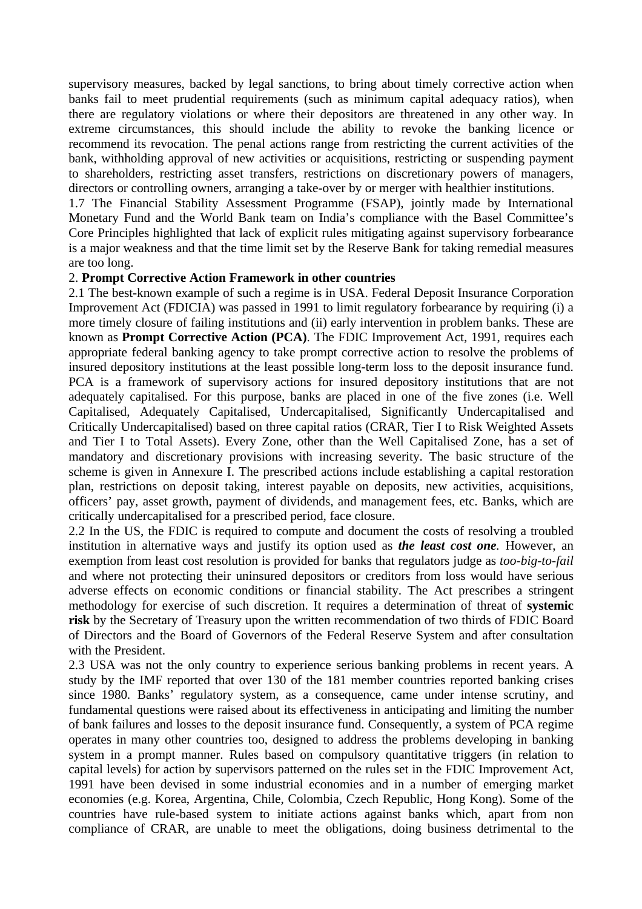supervisory measures, backed by legal sanctions, to bring about timely corrective action when banks fail to meet prudential requirements (such as minimum capital adequacy ratios), when there are regulatory violations or where their depositors are threatened in any other way. In extreme circumstances, this should include the ability to revoke the banking licence or recommend its revocation. The penal actions range from restricting the current activities of the bank, withholding approval of new activities or acquisitions, restricting or suspending payment to shareholders, restricting asset transfers, restrictions on discretionary powers of managers, directors or controlling owners, arranging a take-over by or merger with healthier institutions.

1.7 The Financial Stability Assessment Programme (FSAP), jointly made by International Monetary Fund and the World Bank team on India's compliance with the Basel Committee's Core Principles highlighted that lack of explicit rules mitigating against supervisory forbearance is a major weakness and that the time limit set by the Reserve Bank for taking remedial measures are too long.

2. **Prompt Corrective Action Framework in other countries**

2.1 The best-known example of such a regime is in USA. Federal Deposit Insurance Corporation Improvement Act (FDICIA) was passed in 1991 to limit regulatory forbearance by requiring (i) a more timely closure of failing institutions and (ii) early intervention in problem banks. These are known as **Prompt Corrective Action (PCA)**. The FDIC Improvement Act, 1991, requires each appropriate federal banking agency to take prompt corrective action to resolve the problems of insured depository institutions at the least possible long-term loss to the deposit insurance fund. PCA is a framework of supervisory actions for insured depository institutions that are not adequately capitalised. For this purpose, banks are placed in one of the five zones (i.e. Well Capitalised, Adequately Capitalised, Undercapitalised, Significantly Undercapitalised and Critically Undercapitalised) based on three capital ratios (CRAR, Tier I to Risk Weighted Assets and Tier I to Total Assets). Every Zone, other than the Well Capitalised Zone, has a set of mandatory and discretionary provisions with increasing severity. The basic structure of the scheme is given in Annexure I. The prescribed actions include establishing a capital restoration plan, restrictions on deposit taking, interest payable on deposits, new activities, acquisitions, officers' pay, asset growth, payment of dividends, and management fees, etc. Banks, which are critically undercapitalised for a prescribed period, face closure.

2.2 In the US, the FDIC is required to compute and document the costs of resolving a troubled institution in alternative ways and justify its option used as ***the least cost one***. However, an exemption from least cost resolution is provided for banks that regulators judge as *too-big-to-fail* and where not protecting their uninsured depositors or creditors from loss would have serious adverse effects on economic conditions or financial stability. The Act prescribes a stringent methodology for exercise of such discretion. It requires a determination of threat of **systemic risk** by the Secretary of Treasury upon the written recommendation of two thirds of FDIC Board of Directors and the Board of Governors of the Federal Reserve System and after consultation with the President.

2.3 USA was not the only country to experience serious banking problems in recent years. A study by the IMF reported that over 130 of the 181 member countries reported banking crises since 1980. Banks' regulatory system, as a consequence, came under intense scrutiny, and fundamental questions were raised about its effectiveness in anticipating and limiting the number of bank failures and losses to the deposit insurance fund. Consequently, a system of PCA regime operates in many other countries too, designed to address the problems developing in banking system in a prompt manner. Rules based on compulsory quantitative triggers (in relation to capital levels) for action by supervisors patterned on the rules set in the FDIC Improvement Act, 1991 have been devised in some industrial economies and in a number of emerging market economies (e.g. Korea, Argentina, Chile, Colombia, Czech Republic, Hong Kong). Some of the countries have rule-based system to initiate actions against banks which, apart from non compliance of CRAR, are unable to meet the obligations, doing business detrimental to the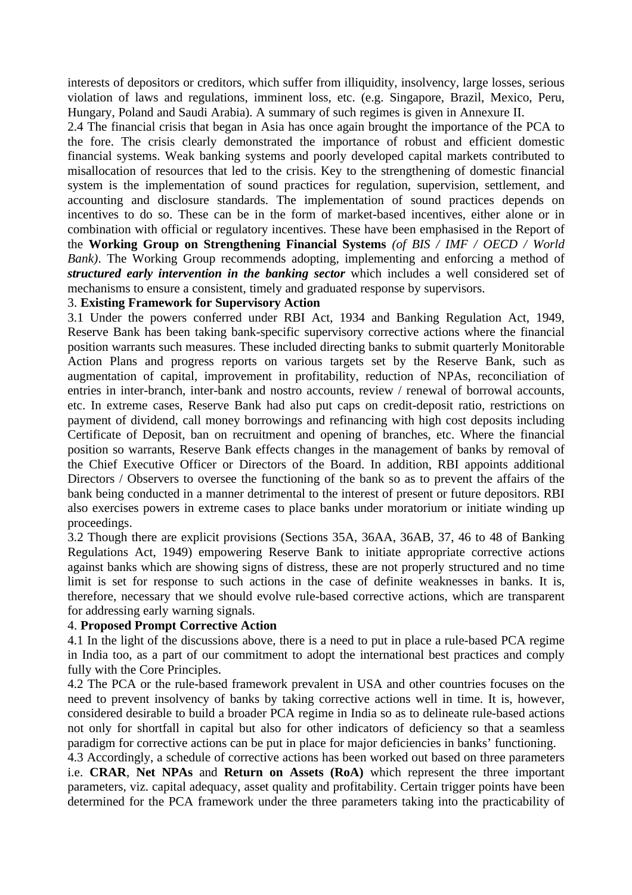interests of depositors or creditors, which suffer from illiquidity, insolvency, large losses, serious violation of laws and regulations, imminent loss, etc. (e.g. Singapore, Brazil, Mexico, Peru, Hungary, Poland and Saudi Arabia). A summary of such regimes is given in Annexure II.

2.4 The financial crisis that began in Asia has once again brought the importance of the PCA to the fore. The crisis clearly demonstrated the importance of robust and efficient domestic financial systems. Weak banking systems and poorly developed capital markets contributed to misallocation of resources that led to the crisis. Key to the strengthening of domestic financial system is the implementation of sound practices for regulation, supervision, settlement, and accounting and disclosure standards. The implementation of sound practices depends on incentives to do so. These can be in the form of market-based incentives, either alone or in combination with official or regulatory incentives. These have been emphasised in the Report of the **Working Group on Strengthening Financial Systems** *(of BIS / IMF / OECD / World Bank)*. The Working Group recommends adopting, implementing and enforcing a method of ***structured early intervention in the banking sector*** which includes a well considered set of mechanisms to ensure a consistent, timely and graduated response by supervisors.

3. **Existing Framework for Supervisory Action**

3.1 Under the powers conferred under RBI Act, 1934 and Banking Regulation Act, 1949, Reserve Bank has been taking bank-specific supervisory corrective actions where the financial position warrants such measures. These included directing banks to submit quarterly Monitorable Action Plans and progress reports on various targets set by the Reserve Bank, such as augmentation of capital, improvement in profitability, reduction of NPAs, reconciliation of entries in inter-branch, inter-bank and nostro accounts, review / renewal of borrowal accounts, etc. In extreme cases, Reserve Bank had also put caps on credit-deposit ratio, restrictions on payment of dividend, call money borrowings and refinancing with high cost deposits including Certificate of Deposit, ban on recruitment and opening of branches, etc. Where the financial position so warrants, Reserve Bank effects changes in the management of banks by removal of the Chief Executive Officer or Directors of the Board. In addition, RBI appoints additional Directors / Observers to oversee the functioning of the bank so as to prevent the affairs of the bank being conducted in a manner detrimental to the interest of present or future depositors. RBI also exercises powers in extreme cases to place banks under moratorium or initiate winding up proceedings.

3.2 Though there are explicit provisions (Sections 35A, 36AA, 36AB, 37, 46 to 48 of Banking Regulations Act, 1949) empowering Reserve Bank to initiate appropriate corrective actions against banks which are showing signs of distress, these are not properly structured and no time limit is set for response to such actions in the case of definite weaknesses in banks. It is, therefore, necessary that we should evolve rule-based corrective actions, which are transparent for addressing early warning signals.

4. **Proposed Prompt Corrective Action**

4.1 In the light of the discussions above, there is a need to put in place a rule-based PCA regime in India too, as a part of our commitment to adopt the international best practices and comply fully with the Core Principles.

4.2 The PCA or the rule-based framework prevalent in USA and other countries focuses on the need to prevent insolvency of banks by taking corrective actions well in time. It is, however, considered desirable to build a broader PCA regime in India so as to delineate rule-based actions not only for shortfall in capital but also for other indicators of deficiency so that a seamless paradigm for corrective actions can be put in place for major deficiencies in banks' functioning.

4.3 Accordingly, a schedule of corrective actions has been worked out based on three parameters i.e. **CRAR**, **Net NPAs** and **Return on Assets (RoA)** which represent the three important parameters, viz. capital adequacy, asset quality and profitability. Certain trigger points have been determined for the PCA framework under the three parameters taking into the practicability of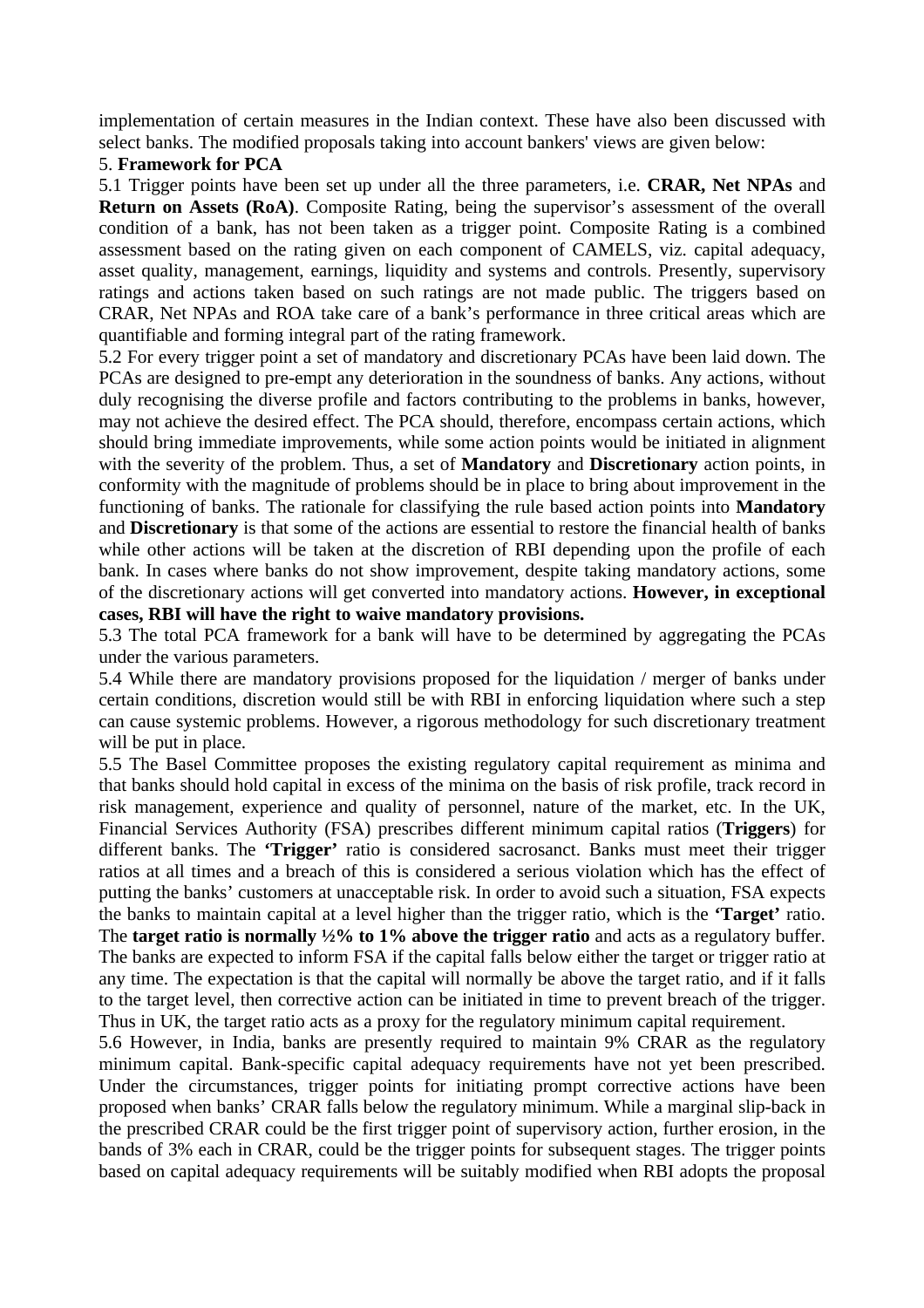implementation of certain measures in the Indian context. These have also been discussed with select banks. The modified proposals taking into account bankers' views are given below:

5. **Framework for PCA**

5.1 Trigger points have been set up under all the three parameters, i.e. **CRAR, Net NPAs** and **Return on Assets (RoA)**. Composite Rating, being the supervisor's assessment of the overall condition of a bank, has not been taken as a trigger point. Composite Rating is a combined assessment based on the rating given on each component of CAMELS, viz. capital adequacy, asset quality, management, earnings, liquidity and systems and controls. Presently, supervisory ratings and actions taken based on such ratings are not made public. The triggers based on CRAR, Net NPAs and ROA take care of a bank's performance in three critical areas which are quantifiable and forming integral part of the rating framework.

5.2 For every trigger point a set of mandatory and discretionary PCAs have been laid down. The PCAs are designed to pre-empt any deterioration in the soundness of banks. Any actions, without duly recognising the diverse profile and factors contributing to the problems in banks, however, may not achieve the desired effect. The PCA should, therefore, encompass certain actions, which should bring immediate improvements, while some action points would be initiated in alignment with the severity of the problem. Thus, a set of **Mandatory** and **Discretionary** action points, in conformity with the magnitude of problems should be in place to bring about improvement in the functioning of banks. The rationale for classifying the rule based action points into **Mandatory** and **Discretionary** is that some of the actions are essential to restore the financial health of banks while other actions will be taken at the discretion of RBI depending upon the profile of each bank. In cases where banks do not show improvement, despite taking mandatory actions, some of the discretionary actions will get converted into mandatory actions. **However, in exceptional cases, RBI will have the right to waive mandatory provisions.**

5.3 The total PCA framework for a bank will have to be determined by aggregating the PCAs under the various parameters.

5.4 While there are mandatory provisions proposed for the liquidation / merger of banks under certain conditions, discretion would still be with RBI in enforcing liquidation where such a step can cause systemic problems. However, a rigorous methodology for such discretionary treatment will be put in place.

5.5 The Basel Committee proposes the existing regulatory capital requirement as minima and that banks should hold capital in excess of the minima on the basis of risk profile, track record in risk management, experience and quality of personnel, nature of the market, etc. In the UK, Financial Services Authority (FSA) prescribes different minimum capital ratios (**Triggers**) for different banks. The **'Trigger'** ratio is considered sacrosanct. Banks must meet their trigger ratios at all times and a breach of this is considered a serious violation which has the effect of putting the banks' customers at unacceptable risk. In order to avoid such a situation, FSA expects the banks to maintain capital at a level higher than the trigger ratio, which is the **'Target'** ratio. The **target ratio is normally ½% to 1% above the trigger ratio** and acts as a regulatory buffer. The banks are expected to inform FSA if the capital falls below either the target or trigger ratio at any time. The expectation is that the capital will normally be above the target ratio, and if it falls to the target level, then corrective action can be initiated in time to prevent breach of the trigger. Thus in UK, the target ratio acts as a proxy for the regulatory minimum capital requirement.

5.6 However, in India, banks are presently required to maintain 9% CRAR as the regulatory minimum capital. Bank-specific capital adequacy requirements have not yet been prescribed. Under the circumstances, trigger points for initiating prompt corrective actions have been proposed when banks' CRAR falls below the regulatory minimum. While a marginal slip-back in the prescribed CRAR could be the first trigger point of supervisory action, further erosion, in the bands of 3% each in CRAR, could be the trigger points for subsequent stages. The trigger points based on capital adequacy requirements will be suitably modified when RBI adopts the proposal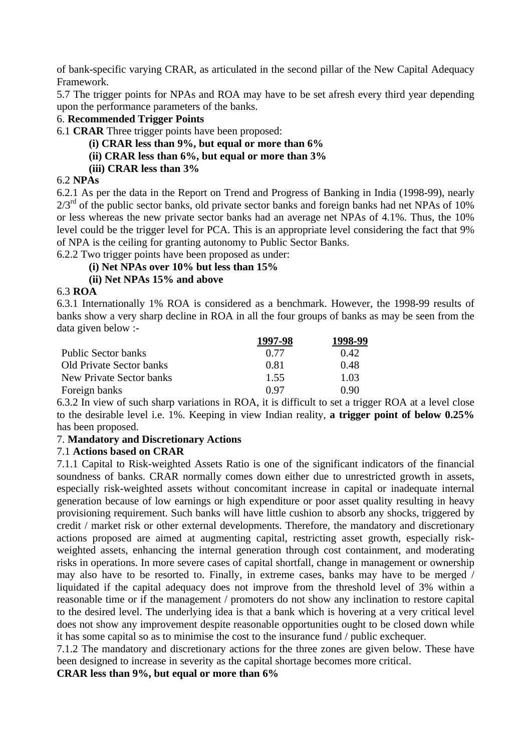of bank-specific varying CRAR, as articulated in the second pillar of the New Capital Adequacy Framework.

5.7 The trigger points for NPAs and ROA may have to be set afresh every third year depending upon the performance parameters of the banks.

6. **Recommended Trigger Points**

6.1 **CRAR** Three trigger points have been proposed:

**(i) CRAR less than 9%, but equal or more than 6%**

**(ii) CRAR less than 6%, but equal or more than 3%**

**(iii) CRAR less than 3%**

6.2 **NPAs**

6.2.1 As per the data in the Report on Trend and Progress of Banking in India (1998-99), nearly 2/3rd of the public sector banks, old private sector banks and foreign banks had net NPAs of 10% or less whereas the new private sector banks had an average net NPAs of 4.1%. Thus, the 10% level could be the trigger level for PCA. This is an appropriate level considering the fact that 9% of NPA is the ceiling for granting autonomy to Public Sector Banks.

6.2.2 Two trigger points have been proposed as under:

**(i) Net NPAs over 10% but less than 15%**

**(ii) Net NPAs 15% and above**

6.3 **ROA**

6.3.1 Internationally 1% ROA is considered as a benchmark. However, the 1998-99 results of banks show a very sharp decline in ROA in all the four groups of banks as may be seen from the data given below :-

| | 1997-98 | 1998-99 |
|---|---|---|
| Public Sector banks | 0.77 | 0.42 |
| Old Private Sector banks | 0.81 | 0.48 |
| New Private Sector banks | 1.55 | 1.03 |
| Foreign banks | 0.97 | 0.90 |

6.3.2 In view of such sharp variations in ROA, it is difficult to set a trigger ROA at a level close to the desirable level i.e. 1%. Keeping in view Indian reality, **a trigger point of below 0.25%** has been proposed.

7. **Mandatory and Discretionary Actions**

7.1 **Actions based on CRAR**

7.1.1 Capital to Risk-weighted Assets Ratio is one of the significant indicators of the financial soundness of banks. CRAR normally comes down either due to unrestricted growth in assets, especially risk-weighted assets without concomitant increase in capital or inadequate internal generation because of low earnings or high expenditure or poor asset quality resulting in heavy provisioning requirement. Such banks will have little cushion to absorb any shocks, triggered by credit / market risk or other external developments. Therefore, the mandatory and discretionary actions proposed are aimed at augmenting capital, restricting asset growth, especially risk-weighted assets, enhancing the internal generation through cost containment, and moderating risks in operations. In more severe cases of capital shortfall, change in management or ownership may also have to be resorted to. Finally, in extreme cases, banks may have to be merged / liquidated if the capital adequacy does not improve from the threshold level of 3% within a reasonable time or if the management / promoters do not show any inclination to restore capital to the desired level. The underlying idea is that a bank which is hovering at a very critical level does not show any improvement despite reasonable opportunities ought to be closed down while it has some capital so as to minimise the cost to the insurance fund / public exchequer.

7.1.2 The mandatory and discretionary actions for the three zones are given below. These have been designed to increase in severity as the capital shortage becomes more critical.

**CRAR less than 9%, but equal or more than 6%**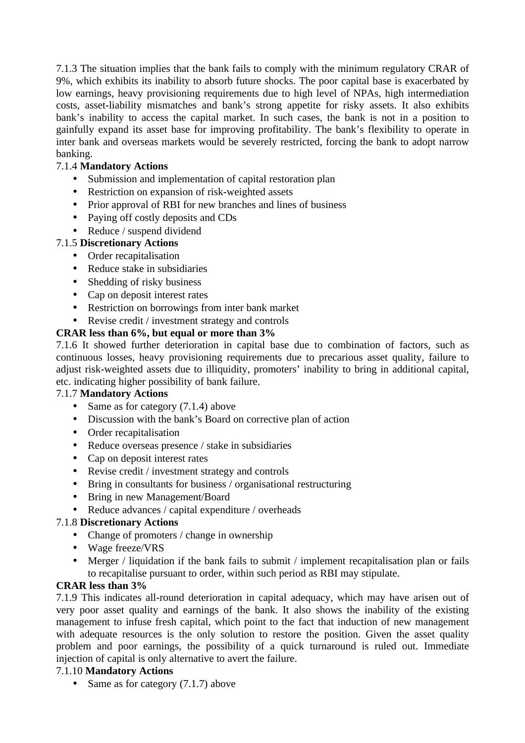7.1.3 The situation implies that the bank fails to comply with the minimum regulatory CRAR of 9%, which exhibits its inability to absorb future shocks. The poor capital base is exacerbated by low earnings, heavy provisioning requirements due to high level of NPAs, high intermediation costs, asset-liability mismatches and bank's strong appetite for risky assets. It also exhibits bank's inability to access the capital market. In such cases, the bank is not in a position to gainfully expand its asset base for improving profitability. The bank's flexibility to operate in inter bank and overseas markets would be severely restricted, forcing the bank to adopt narrow banking.

7.1.4 **Mandatory Actions**

- Submission and implementation of capital restoration plan
- Restriction on expansion of risk-weighted assets
- Prior approval of RBI for new branches and lines of business
- Paying off costly deposits and CDs
- Reduce / suspend dividend

7.1.5 **Discretionary Actions**

- Order recapitalisation
- Reduce stake in subsidiaries
- Shedding of risky business
- Cap on deposit interest rates
- Restriction on borrowings from inter bank market
- Revise credit / investment strategy and controls

**CRAR less than 6%, but equal or more than 3%**

7.1.6 It showed further deterioration in capital base due to combination of factors, such as continuous losses, heavy provisioning requirements due to precarious asset quality, failure to adjust risk-weighted assets due to illiquidity, promoters' inability to bring in additional capital, etc. indicating higher possibility of bank failure.

7.1.7 **Mandatory Actions**

- Same as for category (7.1.4) above
- Discussion with the bank's Board on corrective plan of action
- Order recapitalisation
- Reduce overseas presence / stake in subsidiaries
- Cap on deposit interest rates
- Revise credit / investment strategy and controls
- Bring in consultants for business / organisational restructuring
- Bring in new Management/Board
- Reduce advances / capital expenditure / overheads

7.1.8 **Discretionary Actions**

- Change of promoters / change in ownership
- Wage freeze/VRS
- Merger / liquidation if the bank fails to submit / implement recapitalisation plan or fails to recapitalise pursuant to order, within such period as RBI may stipulate.

**CRAR less than 3%**

7.1.9 This indicates all-round deterioration in capital adequacy, which may have arisen out of very poor asset quality and earnings of the bank. It also shows the inability of the existing management to infuse fresh capital, which point to the fact that induction of new management with adequate resources is the only solution to restore the position. Given the asset quality problem and poor earnings, the possibility of a quick turnaround is ruled out. Immediate injection of capital is only alternative to avert the failure.

7.1.10 **Mandatory Actions**

- Same as for category (7.1.7) above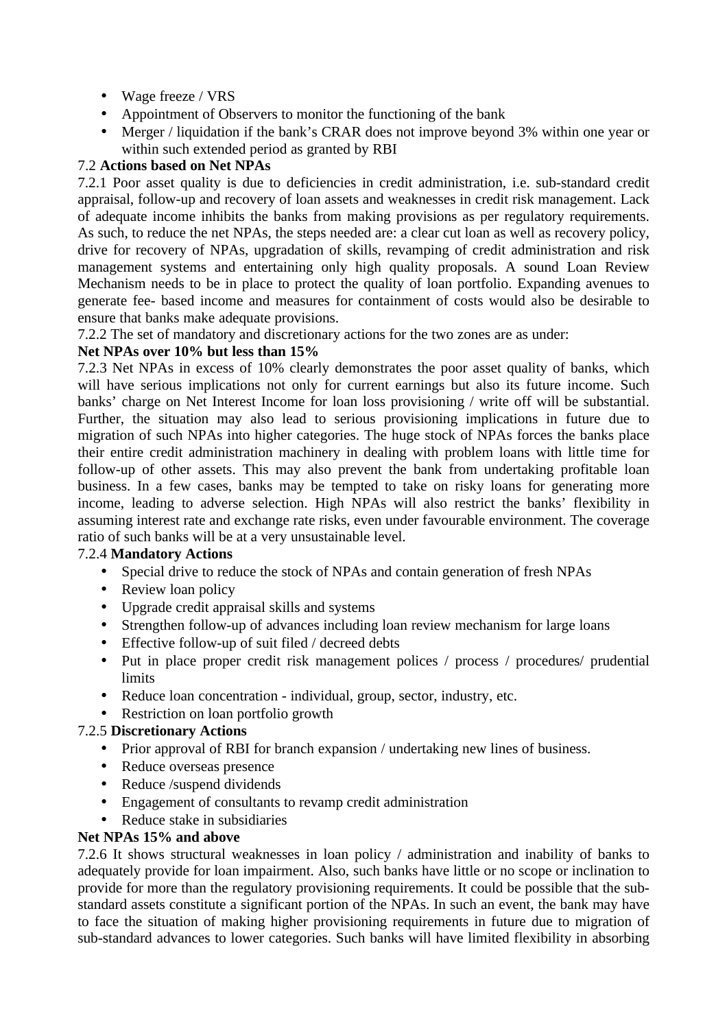- Wage freeze / VRS
- Appointment of Observers to monitor the functioning of the bank
- Merger / liquidation if the bank's CRAR does not improve beyond 3% within one year or within such extended period as granted by RBI

7.2 **Actions based on Net NPAs**

7.2.1 Poor asset quality is due to deficiencies in credit administration, i.e. sub-standard credit appraisal, follow-up and recovery of loan assets and weaknesses in credit risk management. Lack of adequate income inhibits the banks from making provisions as per regulatory requirements. As such, to reduce the net NPAs, the steps needed are: a clear cut loan as well as recovery policy, drive for recovery of NPAs, upgradation of skills, revamping of credit administration and risk management systems and entertaining only high quality proposals. A sound Loan Review Mechanism needs to be in place to protect the quality of loan portfolio. Expanding avenues to generate fee- based income and measures for containment of costs would also be desirable to ensure that banks make adequate provisions.

7.2.2 The set of mandatory and discretionary actions for the two zones are as under:

**Net NPAs over 10% but less than 15%**

7.2.3 Net NPAs in excess of 10% clearly demonstrates the poor asset quality of banks, which will have serious implications not only for current earnings but also its future income. Such banks' charge on Net Interest Income for loan loss provisioning / write off will be substantial. Further, the situation may also lead to serious provisioning implications in future due to migration of such NPAs into higher categories. The huge stock of NPAs forces the banks place their entire credit administration machinery in dealing with problem loans with little time for follow-up of other assets. This may also prevent the bank from undertaking profitable loan business. In a few cases, banks may be tempted to take on risky loans for generating more income, leading to adverse selection. High NPAs will also restrict the banks' flexibility in assuming interest rate and exchange rate risks, even under favourable environment. The coverage ratio of such banks will be at a very unsustainable level.

7.2.4 **Mandatory Actions**

- Special drive to reduce the stock of NPAs and contain generation of fresh NPAs
- Review loan policy
- Upgrade credit appraisal skills and systems
- Strengthen follow-up of advances including loan review mechanism for large loans
- Effective follow-up of suit filed / decreed debts
- Put in place proper credit risk management polices / process / procedures/ prudential limits
- Reduce loan concentration - individual, group, sector, industry, etc.
- Restriction on loan portfolio growth

7.2.5 **Discretionary Actions**

- Prior approval of RBI for branch expansion / undertaking new lines of business.
- Reduce overseas presence
- Reduce /suspend dividends
- Engagement of consultants to revamp credit administration
- Reduce stake in subsidiaries

**Net NPAs 15% and above**

7.2.6 It shows structural weaknesses in loan policy / administration and inability of banks to adequately provide for loan impairment. Also, such banks have little or no scope or inclination to provide for more than the regulatory provisioning requirements. It could be possible that the sub-standard assets constitute a significant portion of the NPAs. In such an event, the bank may have to face the situation of making higher provisioning requirements in future due to migration of sub-standard advances to lower categories. Such banks will have limited flexibility in absorbing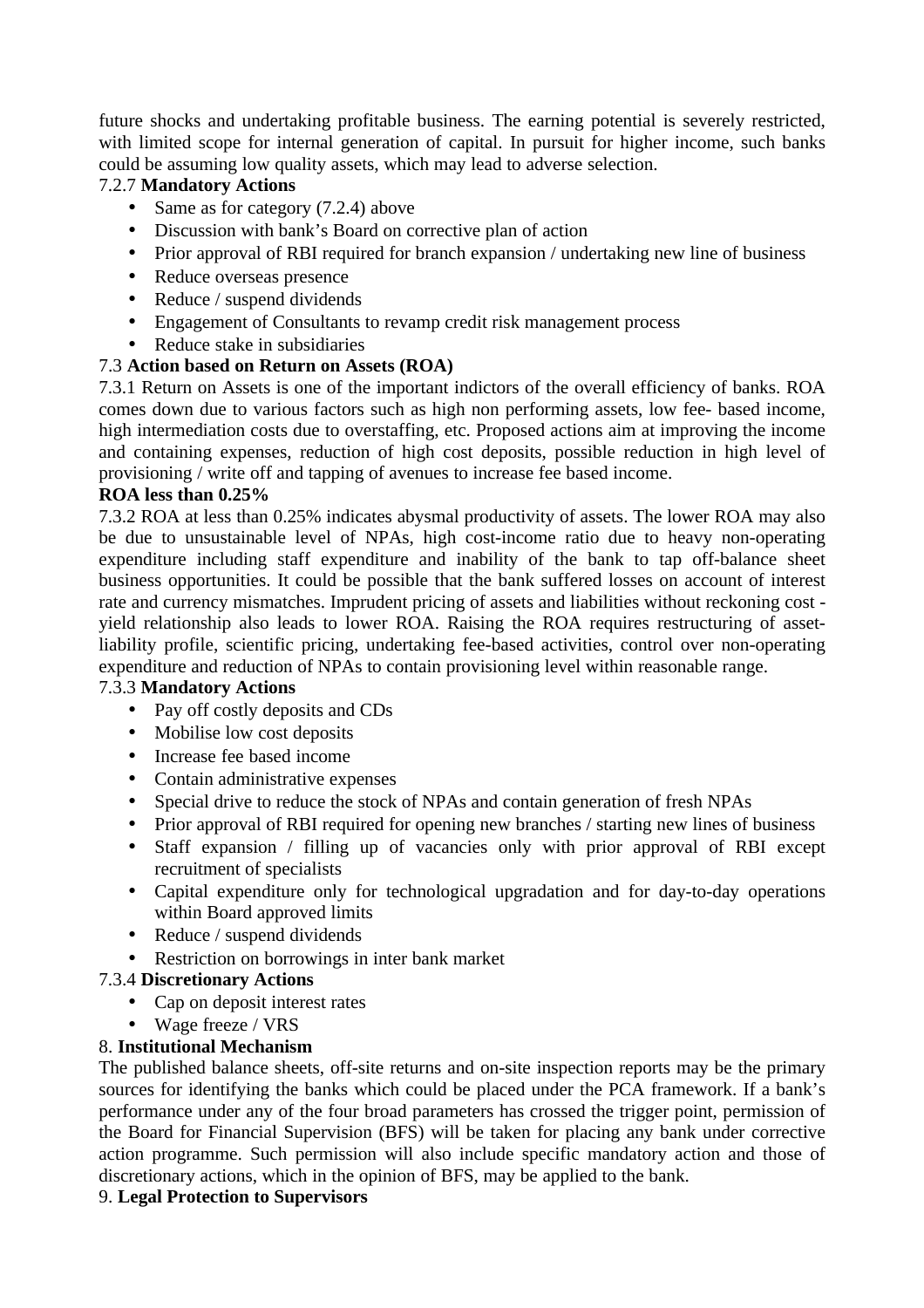future shocks and undertaking profitable business. The earning potential is severely restricted, with limited scope for internal generation of capital. In pursuit for higher income, such banks could be assuming low quality assets, which may lead to adverse selection.

7.2.7 **Mandatory Actions**

- Same as for category (7.2.4) above
- Discussion with bank's Board on corrective plan of action
- Prior approval of RBI required for branch expansion / undertaking new line of business
- Reduce overseas presence
- Reduce / suspend dividends
- Engagement of Consultants to revamp credit risk management process
- Reduce stake in subsidiaries

7.3 **Action based on Return on Assets (ROA)**

7.3.1 Return on Assets is one of the important indictors of the overall efficiency of banks. ROA comes down due to various factors such as high non performing assets, low fee- based income, high intermediation costs due to overstaffing, etc. Proposed actions aim at improving the income and containing expenses, reduction of high cost deposits, possible reduction in high level of provisioning / write off and tapping of avenues to increase fee based income.

**ROA less than 0.25%**

7.3.2 ROA at less than 0.25% indicates abysmal productivity of assets. The lower ROA may also be due to unsustainable level of NPAs, high cost-income ratio due to heavy non-operating expenditure including staff expenditure and inability of the bank to tap off-balance sheet business opportunities. It could be possible that the bank suffered losses on account of interest rate and currency mismatches. Imprudent pricing of assets and liabilities without reckoning cost - yield relationship also leads to lower ROA. Raising the ROA requires restructuring of asset-liability profile, scientific pricing, undertaking fee-based activities, control over non-operating expenditure and reduction of NPAs to contain provisioning level within reasonable range.

7.3.3 **Mandatory Actions**

- Pay off costly deposits and CDs
- Mobilise low cost deposits
- Increase fee based income
- Contain administrative expenses
- Special drive to reduce the stock of NPAs and contain generation of fresh NPAs
- Prior approval of RBI required for opening new branches / starting new lines of business
- Staff expansion / filling up of vacancies only with prior approval of RBI except recruitment of specialists
- Capital expenditure only for technological upgradation and for day-to-day operations within Board approved limits
- Reduce / suspend dividends
- Restriction on borrowings in inter bank market

7.3.4 **Discretionary Actions**

- Cap on deposit interest rates
- Wage freeze / VRS

8. **Institutional Mechanism**

The published balance sheets, off-site returns and on-site inspection reports may be the primary sources for identifying the banks which could be placed under the PCA framework. If a bank's performance under any of the four broad parameters has crossed the trigger point, permission of the Board for Financial Supervision (BFS) will be taken for placing any bank under corrective action programme. Such permission will also include specific mandatory action and those of discretionary actions, which in the opinion of BFS, may be applied to the bank.

9. **Legal Protection to Supervisors**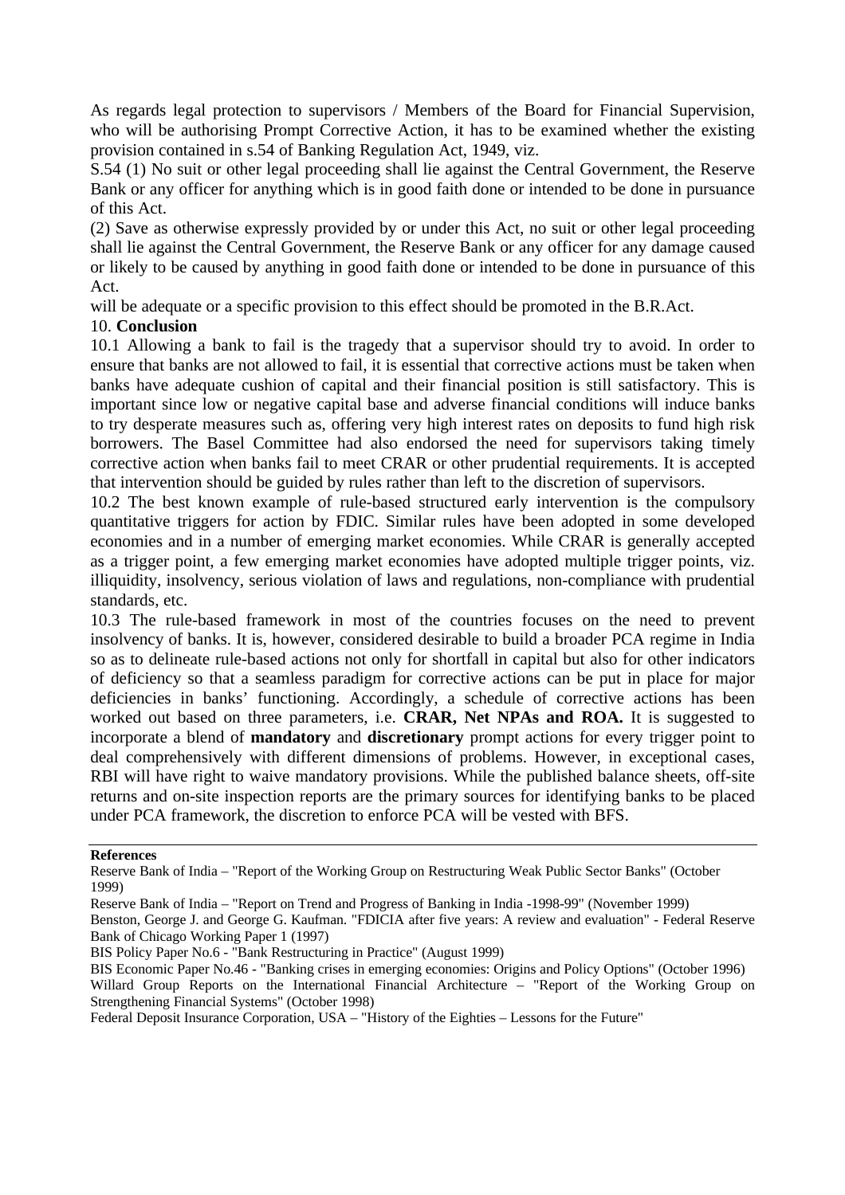As regards legal protection to supervisors / Members of the Board for Financial Supervision, who will be authorising Prompt Corrective Action, it has to be examined whether the existing provision contained in s.54 of Banking Regulation Act, 1949, viz.

S.54 (1) No suit or other legal proceeding shall lie against the Central Government, the Reserve Bank or any officer for anything which is in good faith done or intended to be done in pursuance of this Act.

(2) Save as otherwise expressly provided by or under this Act, no suit or other legal proceeding shall lie against the Central Government, the Reserve Bank or any officer for any damage caused or likely to be caused by anything in good faith done or intended to be done in pursuance of this Act.

will be adequate or a specific provision to this effect should be promoted in the B.R.Act.

## 10. **Conclusion**

10.1 Allowing a bank to fail is the tragedy that a supervisor should try to avoid. In order to ensure that banks are not allowed to fail, it is essential that corrective actions must be taken when banks have adequate cushion of capital and their financial position is still satisfactory. This is important since low or negative capital base and adverse financial conditions will induce banks to try desperate measures such as, offering very high interest rates on deposits to fund high risk borrowers. The Basel Committee had also endorsed the need for supervisors taking timely corrective action when banks fail to meet CRAR or other prudential requirements. It is accepted that intervention should be guided by rules rather than left to the discretion of supervisors.

10.2 The best known example of rule-based structured early intervention is the compulsory quantitative triggers for action by FDIC. Similar rules have been adopted in some developed economies and in a number of emerging market economies. While CRAR is generally accepted as a trigger point, a few emerging market economies have adopted multiple trigger points, viz. illiquidity, insolvency, serious violation of laws and regulations, non-compliance with prudential standards, etc.

10.3 The rule-based framework in most of the countries focuses on the need to prevent insolvency of banks. It is, however, considered desirable to build a broader PCA regime in India so as to delineate rule-based actions not only for shortfall in capital but also for other indicators of deficiency so that a seamless paradigm for corrective actions can be put in place for major deficiencies in banks' functioning. Accordingly, a schedule of corrective actions has been worked out based on three parameters, i.e. **CRAR, Net NPAs and ROA.** It is suggested to incorporate a blend of **mandatory** and **discretionary** prompt actions for every trigger point to deal comprehensively with different dimensions of problems. However, in exceptional cases, RBI will have right to waive mandatory provisions. While the published balance sheets, off-site returns and on-site inspection reports are the primary sources for identifying banks to be placed under PCA framework, the discretion to enforce PCA will be vested with BFS.

**References**

Reserve Bank of India – "Report of the Working Group on Restructuring Weak Public Sector Banks" (October 1999)

Reserve Bank of India – "Report on Trend and Progress of Banking in India -1998-99" (November 1999)

Benston, George J. and George G. Kaufman. "FDICIA after five years: A review and evaluation" - Federal Reserve Bank of Chicago Working Paper 1 (1997)

BIS Policy Paper No.6 - "Bank Restructuring in Practice" (August 1999)

BIS Economic Paper No.46 - "Banking crises in emerging economies: Origins and Policy Options" (October 1996)

Willard Group Reports on the International Financial Architecture – "Report of the Working Group on Strengthening Financial Systems" (October 1998)

Federal Deposit Insurance Corporation, USA – "History of the Eighties – Lessons for the Future"